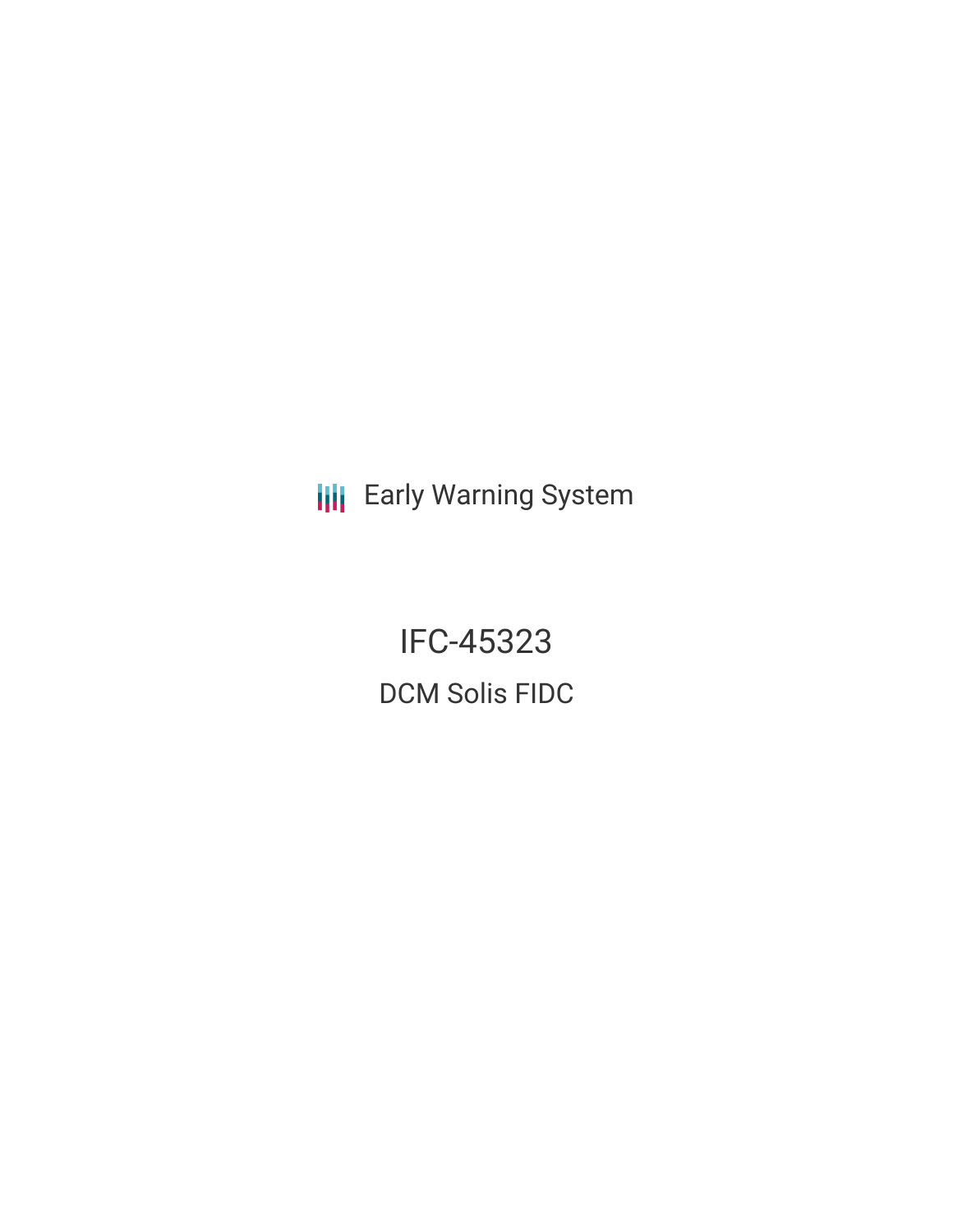Early Warning System

# IFC-45323

## DCM Solis FIDC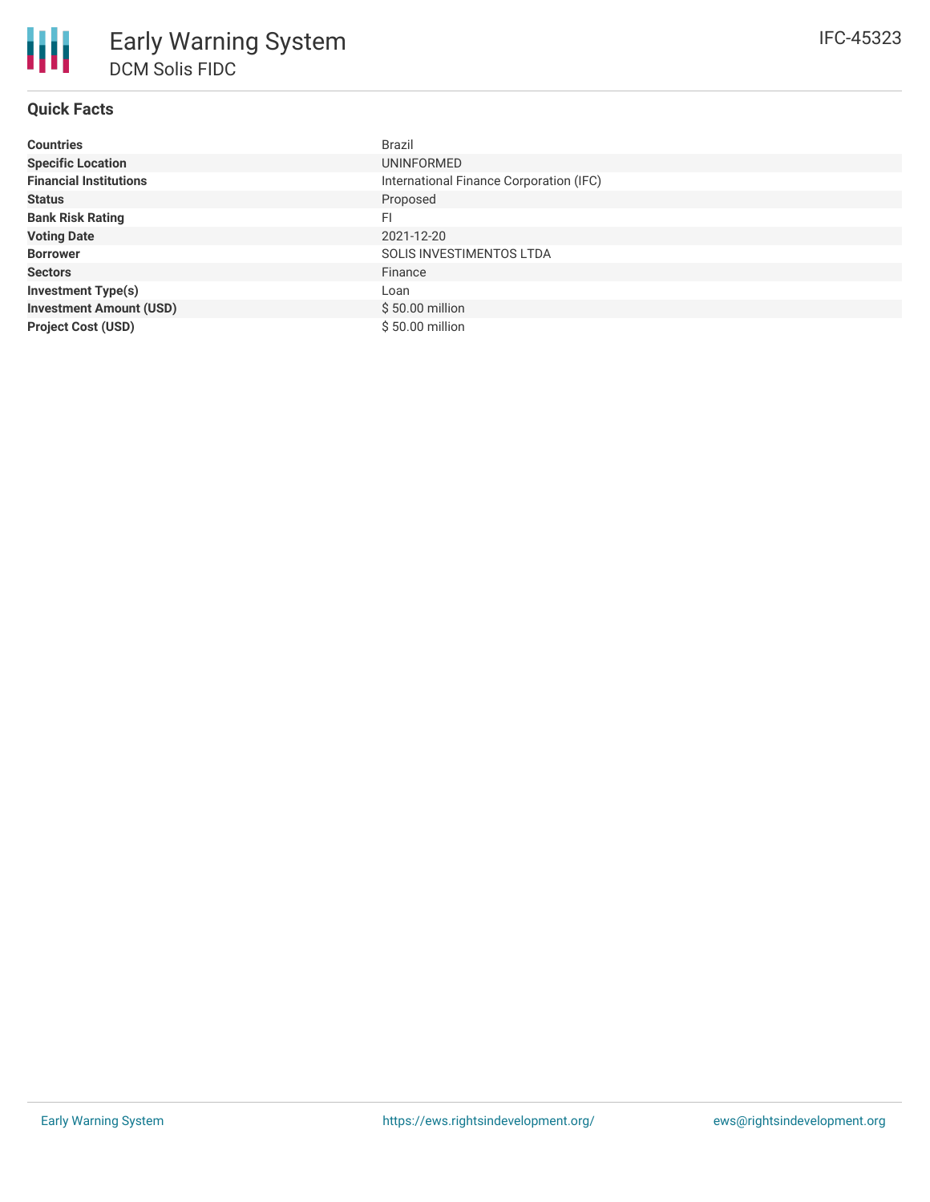# Early Warning System

## DCM Solis FIDC

IFC-45323

### Quick Facts

| | |
|---|---|
| **Countries** | Brazil |
| **Specific Location** | UNINFORMED |
| **Financial Institutions** | International Finance Corporation (IFC) |
| **Status** | Proposed |
| **Bank Risk Rating** | FI |
| **Voting Date** | 2021-12-20 |
| **Borrower** | SOLIS INVESTIMENTOS LTDA |
| **Sectors** | Finance |
| **Investment Type(s)** | Loan |
| **Investment Amount (USD)** | $ 50.00 million |
| **Project Cost (USD)** | $ 50.00 million |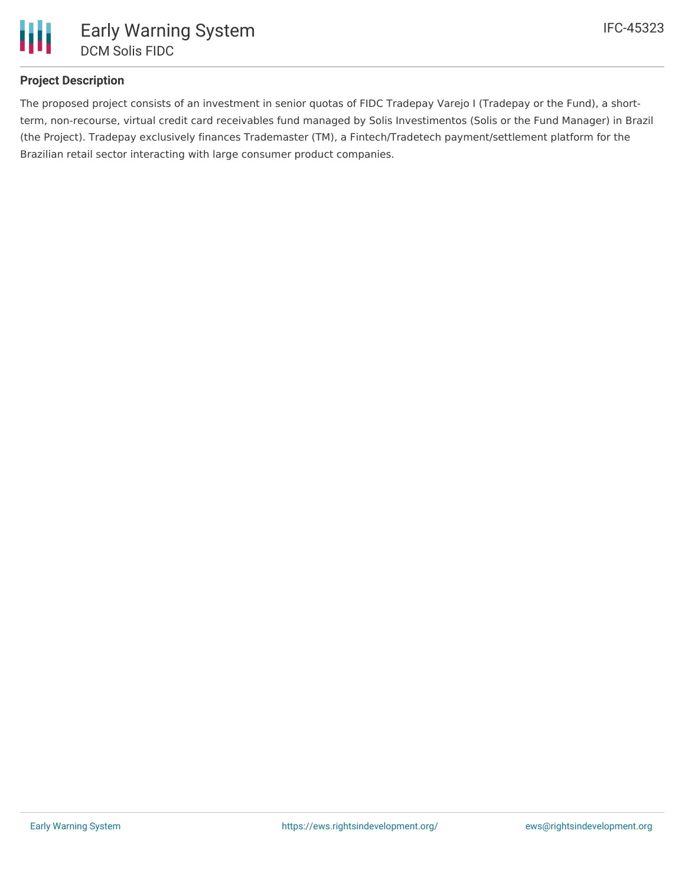## Project Description

The proposed project consists of an investment in senior quotas of FIDC Tradepay Varejo I (Tradepay or the Fund), a short-term, non-recourse, virtual credit card receivables fund managed by Solis Investimentos (Solis or the Fund Manager) in Brazil (the Project). Tradepay exclusively finances Trademaster (TM), a Fintech/Tradetech payment/settlement platform for the Brazilian retail sector interacting with large consumer product companies.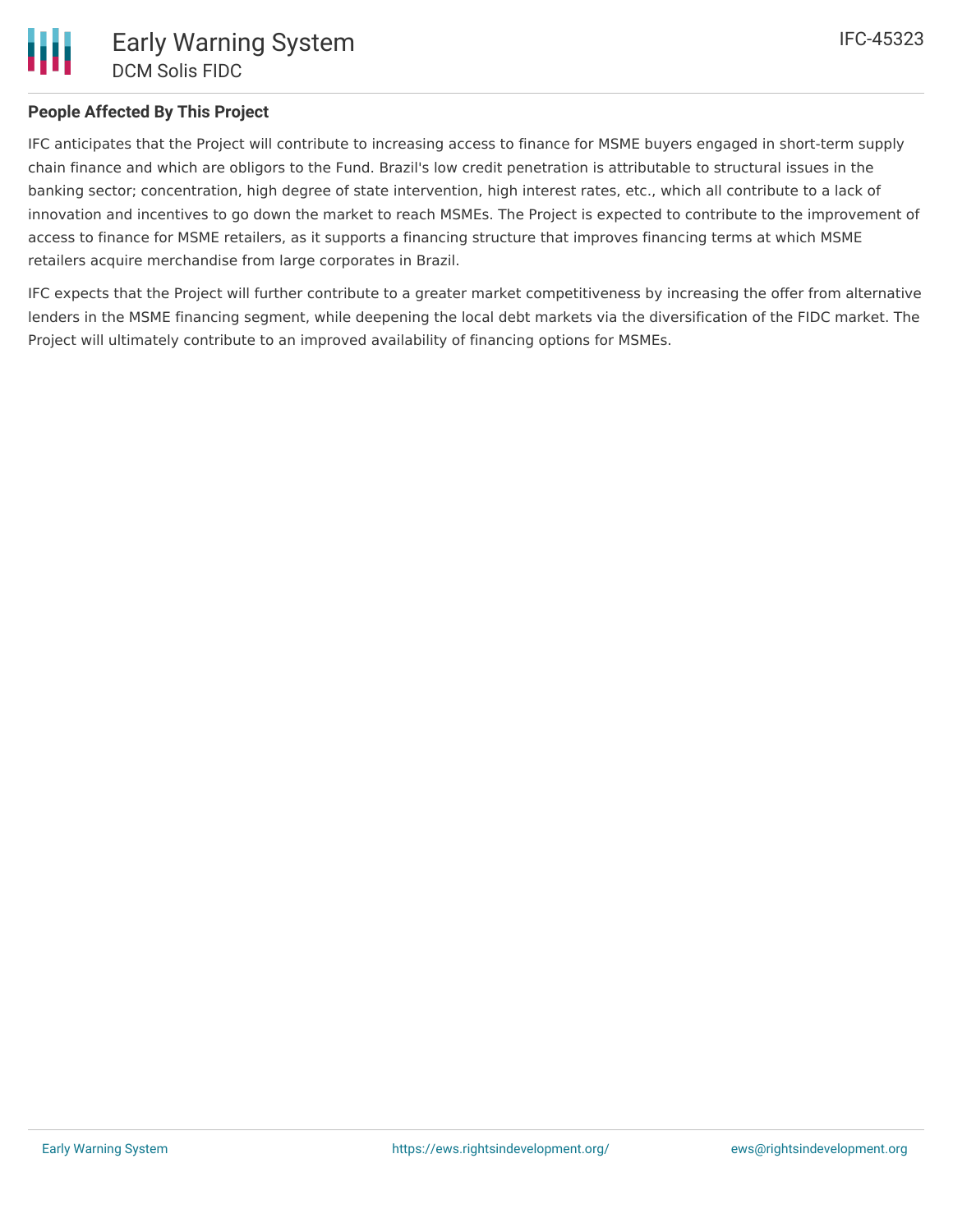## People Affected By This Project

IFC anticipates that the Project will contribute to increasing access to finance for MSME buyers engaged in short-term supply chain finance and which are obligors to the Fund. Brazil's low credit penetration is attributable to structural issues in the banking sector; concentration, high degree of state intervention, high interest rates, etc., which all contribute to a lack of innovation and incentives to go down the market to reach MSMEs. The Project is expected to contribute to the improvement of access to finance for MSME retailers, as it supports a financing structure that improves financing terms at which MSME retailers acquire merchandise from large corporates in Brazil.

IFC expects that the Project will further contribute to a greater market competitiveness by increasing the offer from alternative lenders in the MSME financing segment, while deepening the local debt markets via the diversification of the FIDC market. The Project will ultimately contribute to an improved availability of financing options for MSMEs.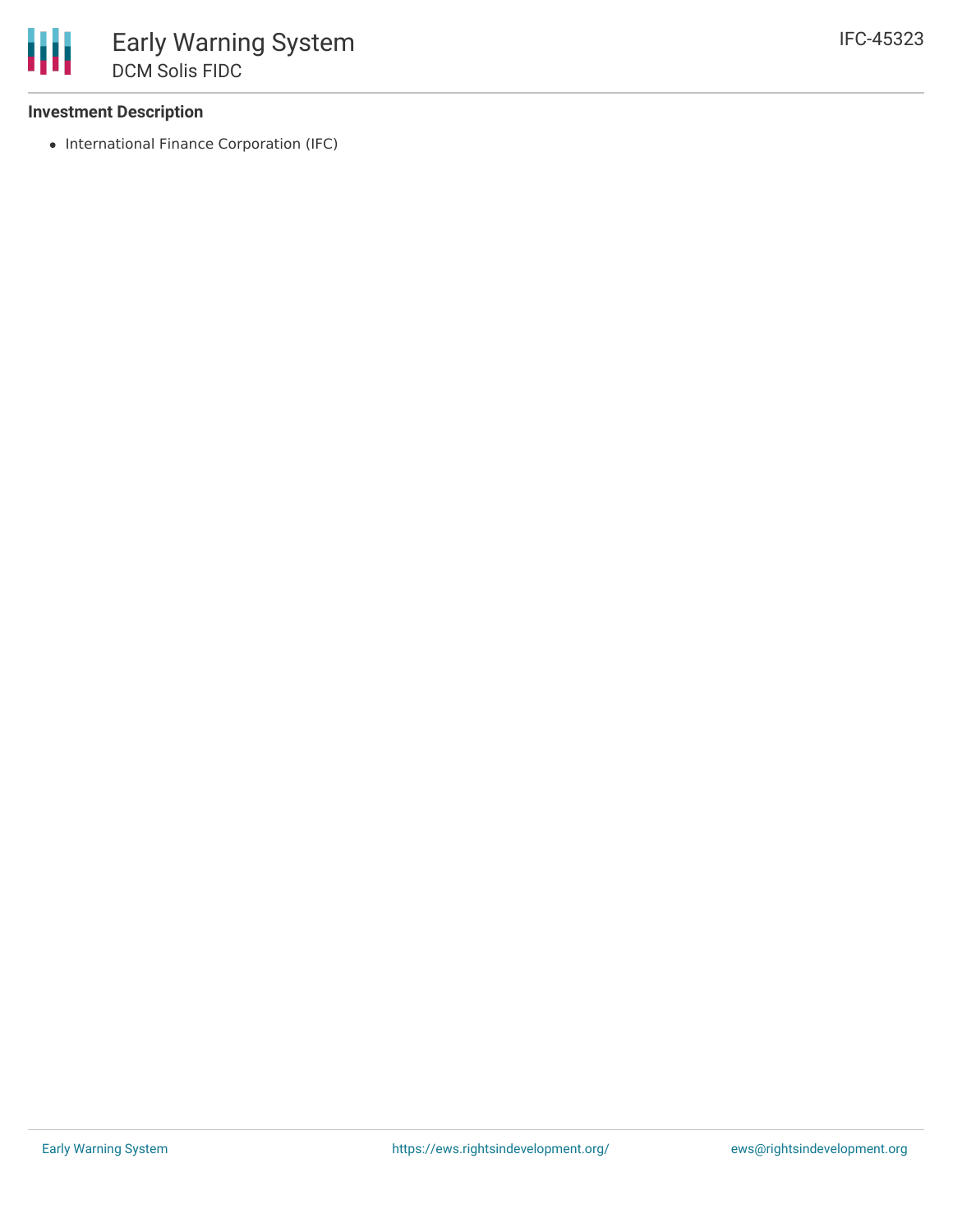**Investment Description**

- International Finance Corporation (IFC)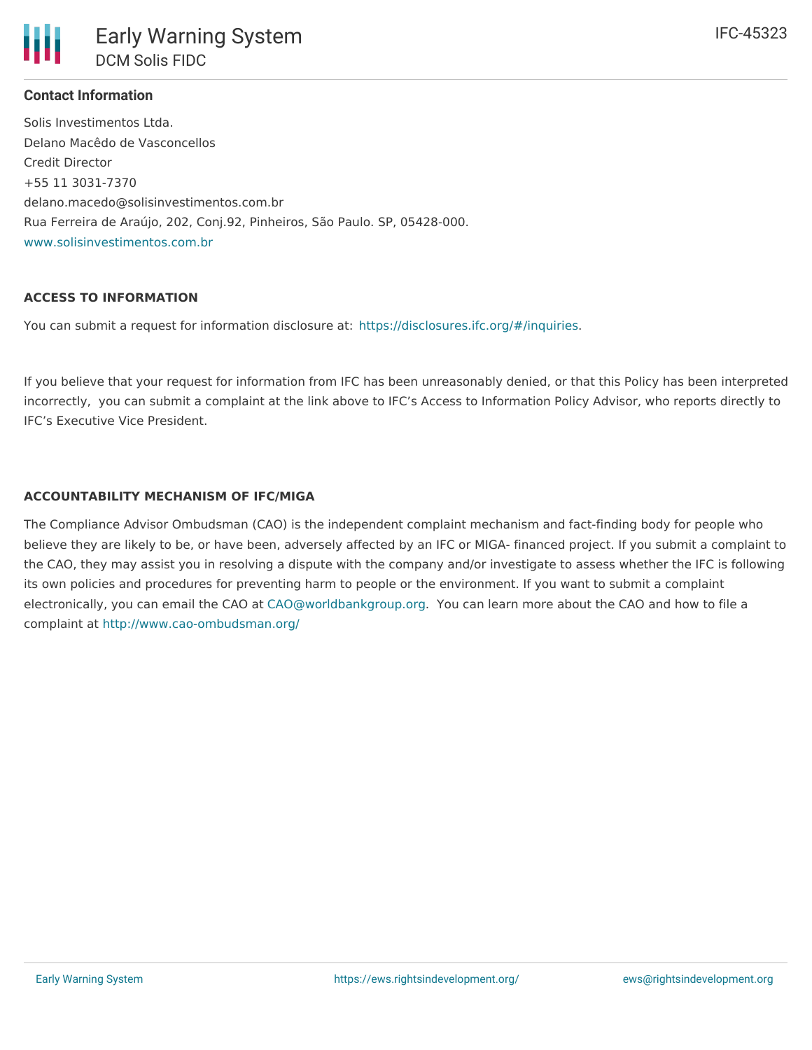### Contact Information

Solis Investimentos Ltda.
Delano Macêdo de Vasconcellos
Credit Director
+55 11 3031-7370
delano.macedo@solisinvestimentos.com.br
Rua Ferreira de Araújo, 202, Conj.92, Pinheiros, São Paulo. SP, 05428-000.
www.solisinvestimentos.com.br

#### ACCESS TO INFORMATION

You can submit a request for information disclosure at: https://disclosures.ifc.org/#/inquiries.

If you believe that your request for information from IFC has been unreasonably denied, or that this Policy has been interpreted incorrectly, you can submit a complaint at the link above to IFC's Access to Information Policy Advisor, who reports directly to IFC's Executive Vice President.

#### ACCOUNTABILITY MECHANISM OF IFC/MIGA

The Compliance Advisor Ombudsman (CAO) is the independent complaint mechanism and fact-finding body for people who believe they are likely to be, or have been, adversely affected by an IFC or MIGA- financed project. If you submit a complaint to the CAO, they may assist you in resolving a dispute with the company and/or investigate to assess whether the IFC is following its own policies and procedures for preventing harm to people or the environment. If you want to submit a complaint electronically, you can email the CAO at CAO@worldbankgroup.org. You can learn more about the CAO and how to file a complaint at http://www.cao-ombudsman.org/